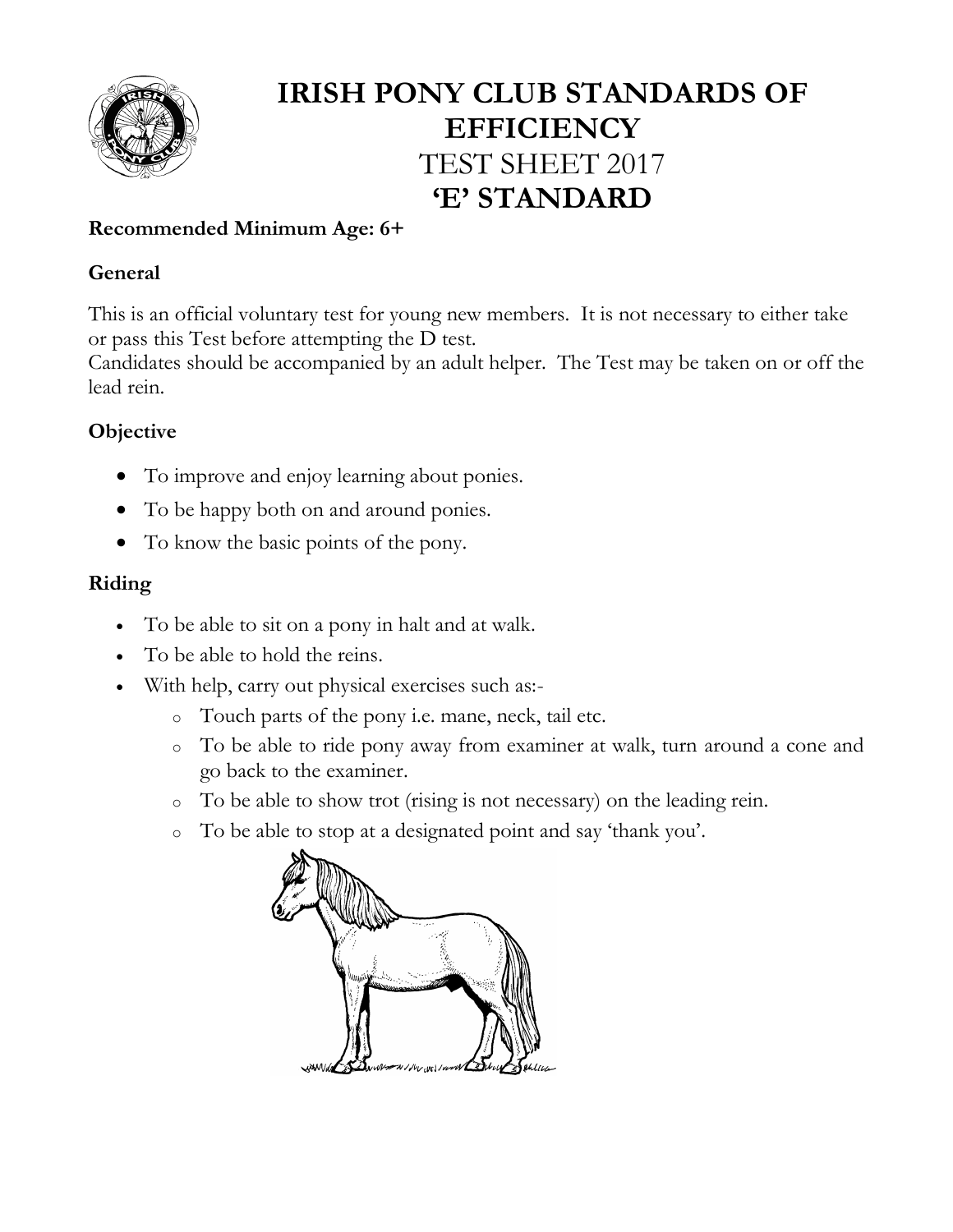# IRISH PONY CLUB STANDARDS OF EFFICIENCY

## TEST SHEET 2017

## 'E' STANDARD

**Recommended Minimum Age: 6+**

### General

This is an official voluntary test for young new members. It is not necessary to either take or pass this Test before attempting the D test.
Candidates should be accompanied by an adult helper. The Test may be taken on or off the lead rein.

### Objective

- To improve and enjoy learning about ponies.
- To be happy both on and around ponies.
- To know the basic points of the pony.

### Riding

- To be able to sit on a pony in halt and at walk.
- To be able to hold the reins.
- With help, carry out physical exercises such as:-
  - Touch parts of the pony i.e. mane, neck, tail etc.
  - To be able to ride pony away from examiner at walk, turn around a cone and go back to the examiner.
  - To be able to show trot (rising is not necessary) on the leading rein.
  - To be able to stop at a designated point and say 'thank you'.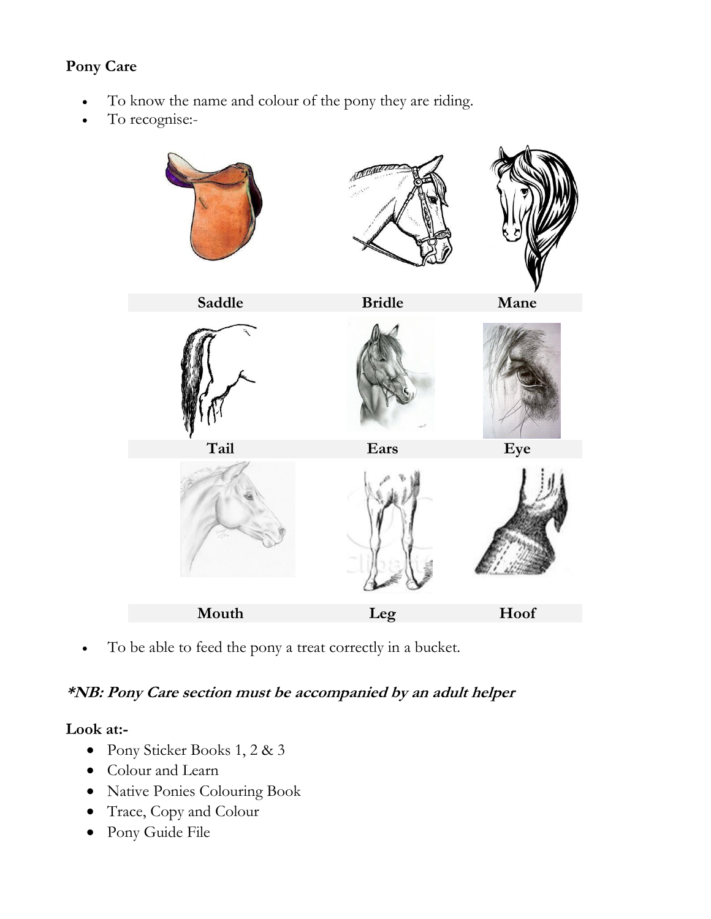**Pony Care**

- To know the name and colour of the pony they are riding.
- To recognise:-

| | | |
|---|---|---|
| Saddle | Bridle | Mane |
| Tail | Ears | Eye |
| Mouth | Leg | Hoof |

- To be able to feed the pony a treat correctly in a bucket.

***NB: Pony Care section must be accompanied by an adult helper**

**Look at:-**

- Pony Sticker Books 1, 2 & 3
- Colour and Learn
- Native Ponies Colouring Book
- Trace, Copy and Colour
- Pony Guide File